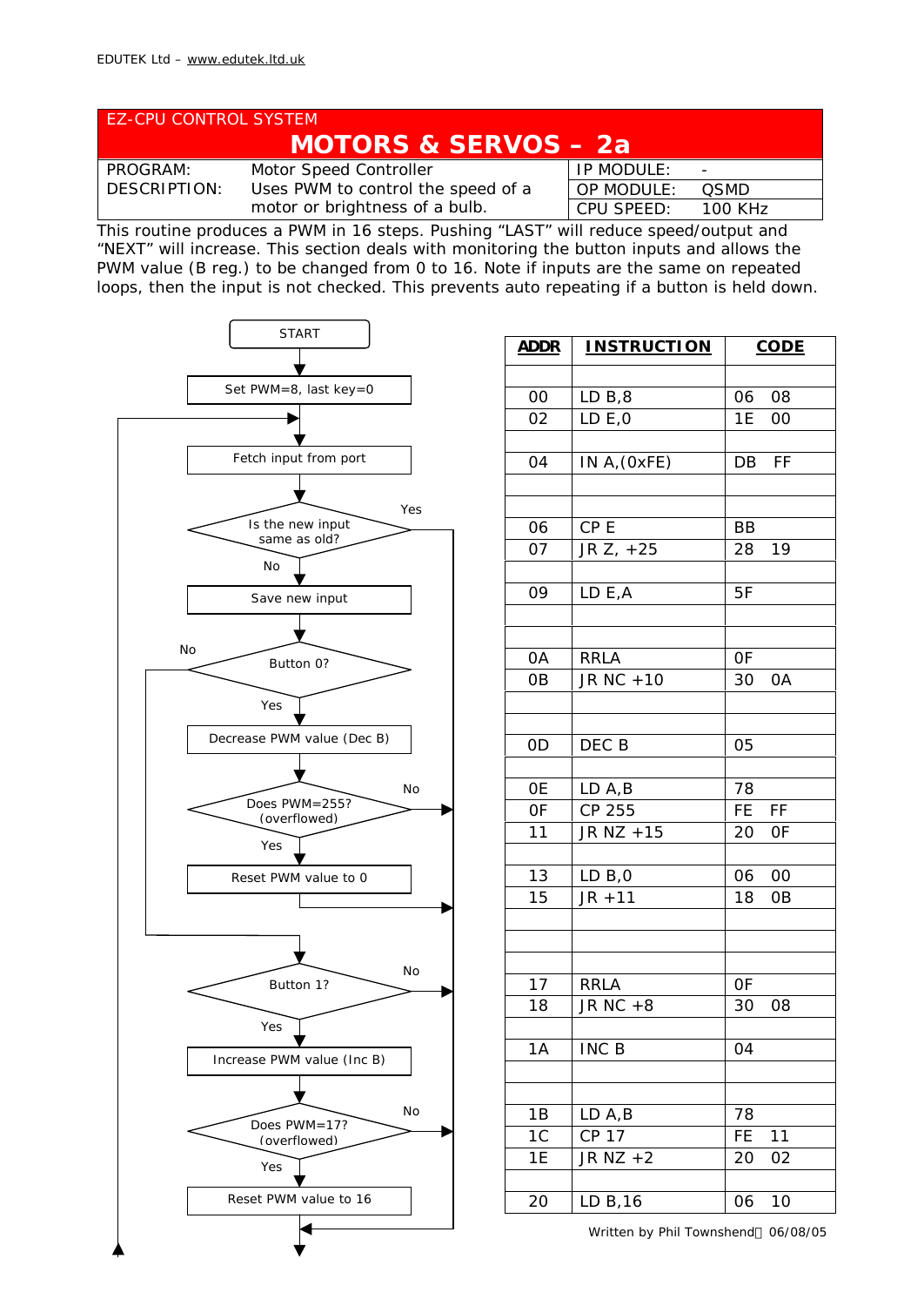EDUTEK Ltd – www.edutek.ltd.uk

EZ-CPU CONTROL SYSTEM

# MOTORS & SERVOS – 2a

| PROGRAM: | Motor Speed Controller | IP MODULE: | - |
|---|---|---|---|
| DESCRIPTION: | Uses PWM to control the speed of a motor or brightness of a bulb. | OP MODULE: | QSMD |
| | | CPU SPEED: | 100 KHz |

This routine produces a PWM in 16 steps. Pushing "LAST" will reduce speed/output and "NEXT" will increase. This section deals with monitoring the button inputs and allows the PWM value (B reg.) to be changed from 0 to 16. Note if inputs are the same on repeated loops, then the input is not checked. This prevents auto repeating if a button is held down.

```
START
  |
Set PWM=8, last key=0
  |
Fetch input from port  <------------------------------+
  |                                                   |
Is the new input same as old? --Yes--> (to end)       |
  | No                                                |
Save new input                                        |
  |                                                   |
Button 0? --No--> (to Button 1?)                      |
  | Yes                                               |
Decrease PWM value (Dec B)                            |
  |                                                   |
Does PWM=255? (overflowed) --No--> (to end)           |
  | Yes                                               |
Reset PWM value to 0 --> (to end)                     |
                                                      |
Button 1? --No--> (to end)                            |
  | Yes                                               |
Increase PWM value (Inc B)                            |
  |                                                   |
Does PWM=17? (overflowed) --No--> (to end)            |
  | Yes                                               |
Reset PWM value to 16                                 |
  |                                                   |
(end) ------------------------------------------------+
```

| ADDR | INSTRUCTION | CODE |
|---|---|---|
| 00 | LD B,8 | 06 08 |
| 02 | LD E,0 | 1E 00 |
| 04 | IN A,(0xFE) | DB FF |
| 06 | CP E | BB |
| 07 | JR Z, +25 | 28 19 |
| 09 | LD E,A | 5F |
| 0A | RRLA | 0F |
| 0B | JR NC +10 | 30 0A |
| 0D | DEC B | 05 |
| 0E | LD A,B | 78 |
| 0F | CP 255 | FE FF |
| 11 | JR NZ +15 | 20 0F |
| 13 | LD B,0 | 06 00 |
| 15 | JR +11 | 18 0B |
| 17 | RRLA | 0F |
| 18 | JR NC +8 | 30 08 |
| 1A | INC B | 04 |
| 1B | LD A,B | 78 |
| 1C | CP 17 | FE 11 |
| 1E | JR NZ +2 | 20 02 |
| 20 | LD B,16 | 06 10 |

Written by Phil Townshend 06/08/05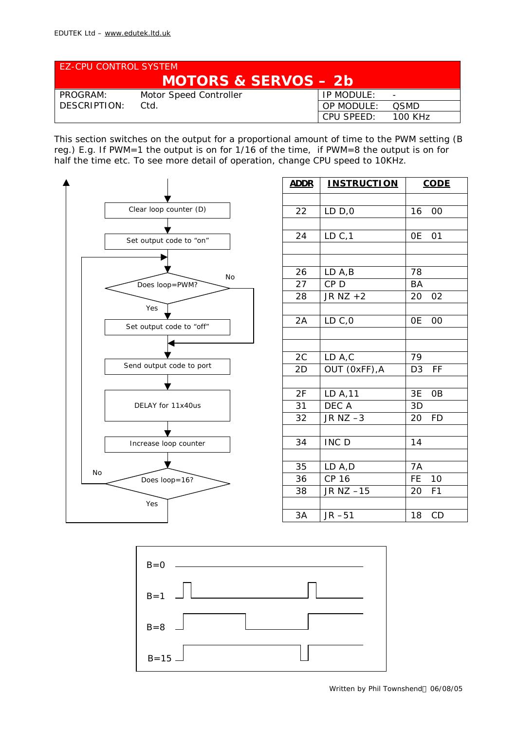EZ-CPU CONTROL SYSTEM

# MOTORS & SERVOS – 2b

| PROGRAM: | Motor Speed Controller | IP MODULE: | - |
|---|---|---|---|
| DESCRIPTION: | Ctd. | OP MODULE: | QSMD |
| | | CPU SPEED: | 100 KHz |

This section switches on the output for a proportional amount of time to the PWM setting (B reg.) E.g. If PWM=1 the output is on for 1/16 of the time, if PWM=8 the output is on for half the time etc. To see more detail of operation, change CPU speed to 10KHz.

Clear loop counter (D)

Set output code to "on"

Does loop=PWM?

No

Yes

Set output code to "off"

Send output code to port

DELAY for 11x40us

Increase loop counter

Does loop=16?

No

Yes

| ADDR | INSTRUCTION | CODE |
|---|---|---|
| | | |
| 22 | LD D,0 | 16 00 |
| | | |
| 24 | LD C,1 | 0E 01 |
| | | |
| | | |
| 26 | LD A,B | 78 |
| 27 | CP D | BA |
| 28 | JR NZ +2 | 20 02 |
| | | |
| 2A | LD C,0 | 0E 00 |
| | | |
| | | |
| 2C | LD A,C | 79 |
| 2D | OUT (0xFF),A | D3 FF |
| | | |
| 2F | LD A,11 | 3E 0B |
| 31 | DEC A | 3D |
| 32 | JR NZ –3 | 20 FD |
| | | |
| 34 | INC D | 14 |
| | | |
| 35 | LD A,D | 7A |
| 36 | CP 16 | FE 10 |
| 38 | JR NZ –15 | 20 F1 |
| | | |
| 3A | JR –51 | 18 CD |

B=0

B=1

B=8

B=15

Written by Phil Townshend 06/08/05